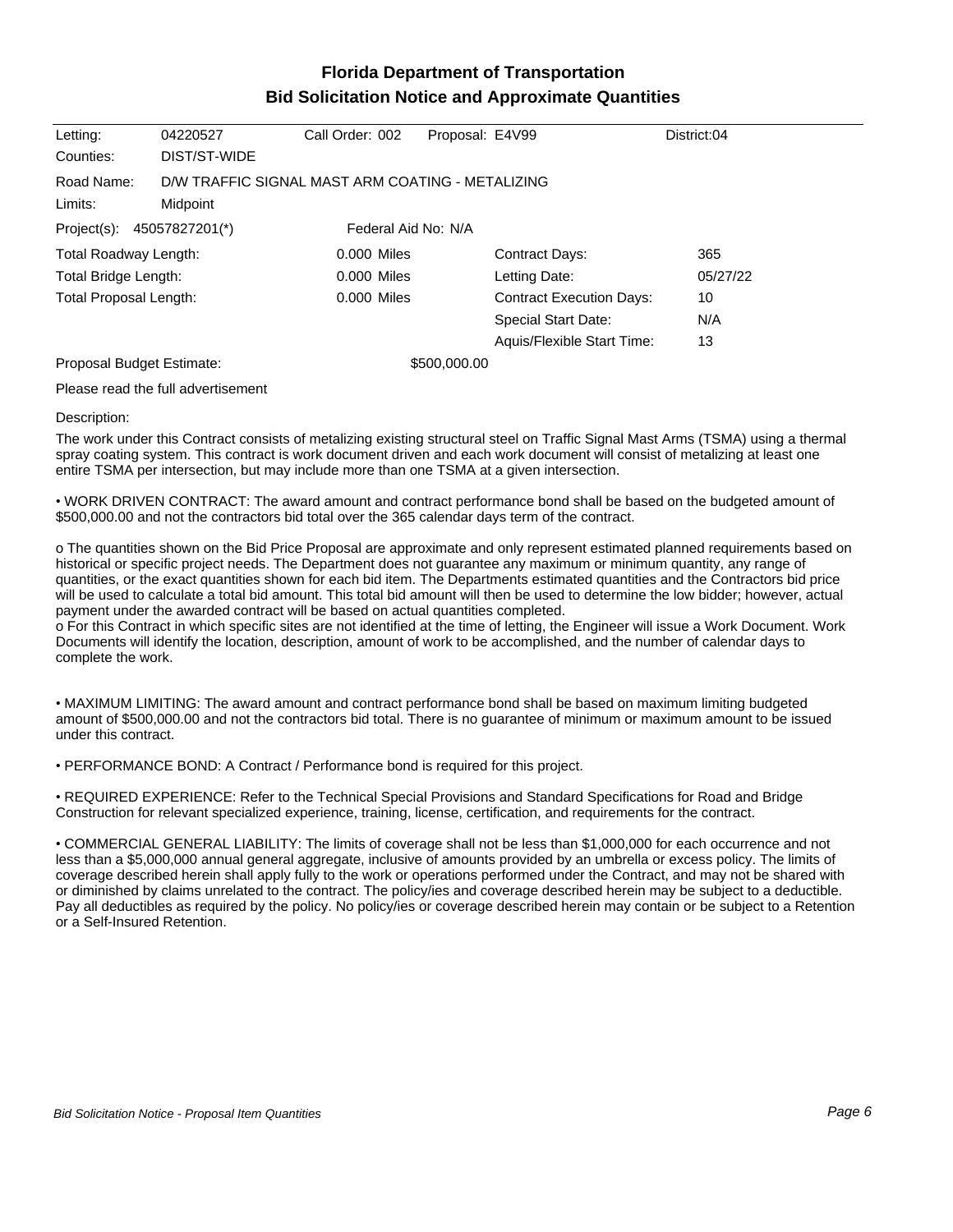# Florida Department of Transportation
## Bid Solicitation Notice and Approximate Quantities

| | | | | |
|---|---|---|---|---|
| Letting: | 04220527 | Call Order: 002 | Proposal: E4V99 | District:04 |
| Counties: | DIST/ST-WIDE | | | |

Road Name: D/W TRAFFIC SIGNAL MAST ARM COATING - METALIZING

Limits: Midpoint

Project(s): 45057827201(*) Federal Aid No: N/A

| | | | |
|---|---|---|---|
| Total Roadway Length: | 0.000 Miles | Contract Days: | 365 |
| Total Bridge Length: | 0.000 Miles | Letting Date: | 05/27/22 |
| Total Proposal Length: | 0.000 Miles | Contract Execution Days: | 10 |
| | | Special Start Date: | N/A |
| | | Aquis/Flexible Start Time: | 13 |

Proposal Budget Estimate: $500,000.00

Please read the full advertisement

Description:

The work under this Contract consists of metalizing existing structural steel on Traffic Signal Mast Arms (TSMA) using a thermal spray coating system. This contract is work document driven and each work document will consist of metalizing at least one entire TSMA per intersection, but may include more than one TSMA at a given intersection.

• WORK DRIVEN CONTRACT: The award amount and contract performance bond shall be based on the budgeted amount of $500,000.00 and not the contractors bid total over the 365 calendar days term of the contract.

o The quantities shown on the Bid Price Proposal are approximate and only represent estimated planned requirements based on historical or specific project needs. The Department does not guarantee any maximum or minimum quantity, any range of quantities, or the exact quantities shown for each bid item. The Departments estimated quantities and the Contractors bid price will be used to calculate a total bid amount. This total bid amount will then be used to determine the low bidder; however, actual payment under the awarded contract will be based on actual quantities completed.
o For this Contract in which specific sites are not identified at the time of letting, the Engineer will issue a Work Document. Work Documents will identify the location, description, amount of work to be accomplished, and the number of calendar days to complete the work.

• MAXIMUM LIMITING: The award amount and contract performance bond shall be based on maximum limiting budgeted amount of $500,000.00 and not the contractors bid total. There is no guarantee of minimum or maximum amount to be issued under this contract.

• PERFORMANCE BOND: A Contract / Performance bond is required for this project.

• REQUIRED EXPERIENCE: Refer to the Technical Special Provisions and Standard Specifications for Road and Bridge Construction for relevant specialized experience, training, license, certification, and requirements for the contract.

• COMMERCIAL GENERAL LIABILITY: The limits of coverage shall not be less than $1,000,000 for each occurrence and not less than a $5,000,000 annual general aggregate, inclusive of amounts provided by an umbrella or excess policy. The limits of coverage described herein shall apply fully to the work or operations performed under the Contract, and may not be shared with or diminished by claims unrelated to the contract. The policy/ies and coverage described herein may be subject to a deductible. Pay all deductibles as required by the policy. No policy/ies or coverage described herein may contain or be subject to a Retention or a Self-Insured Retention.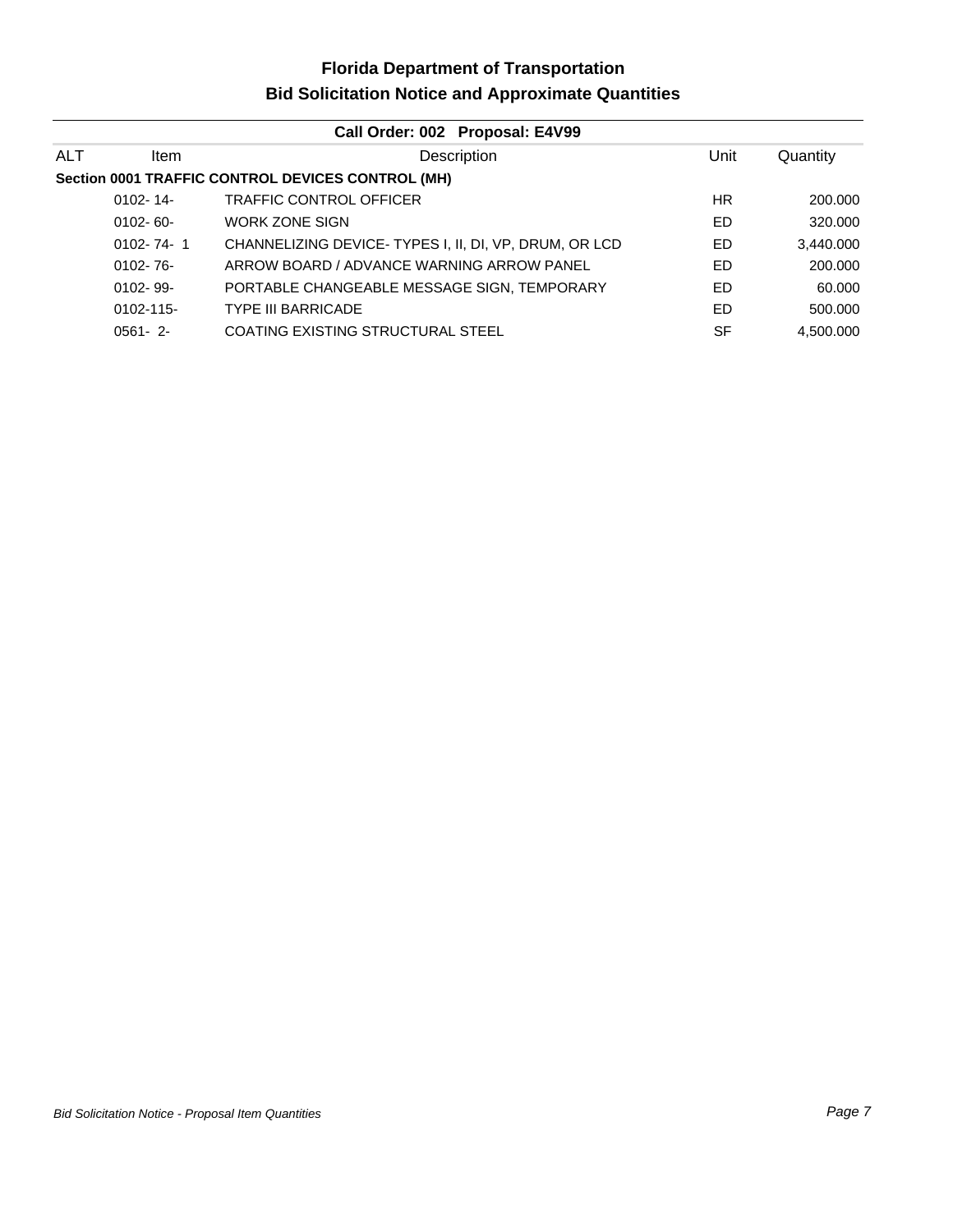# Florida Department of Transportation

## Bid Solicitation Notice and Approximate Quantities

**Call Order: 002 Proposal: E4V99**

| ALT | Item | Description | Unit | Quantity |
|---|---|---|---|---|
| **Section 0001 TRAFFIC CONTROL DEVICES CONTROL (MH)** | | | | |
| | 0102- 14- | TRAFFIC CONTROL OFFICER | HR | 200.000 |
| | 0102- 60- | WORK ZONE SIGN | ED | 320.000 |
| | 0102- 74- 1 | CHANNELIZING DEVICE- TYPES I, II, DI, VP, DRUM, OR LCD | ED | 3,440.000 |
| | 0102- 76- | ARROW BOARD / ADVANCE WARNING ARROW PANEL | ED | 200.000 |
| | 0102- 99- | PORTABLE CHANGEABLE MESSAGE SIGN, TEMPORARY | ED | 60.000 |
| | 0102-115- | TYPE III BARRICADE | ED | 500.000 |
| | 0561- 2- | COATING EXISTING STRUCTURAL STEEL | SF | 4,500.000 |